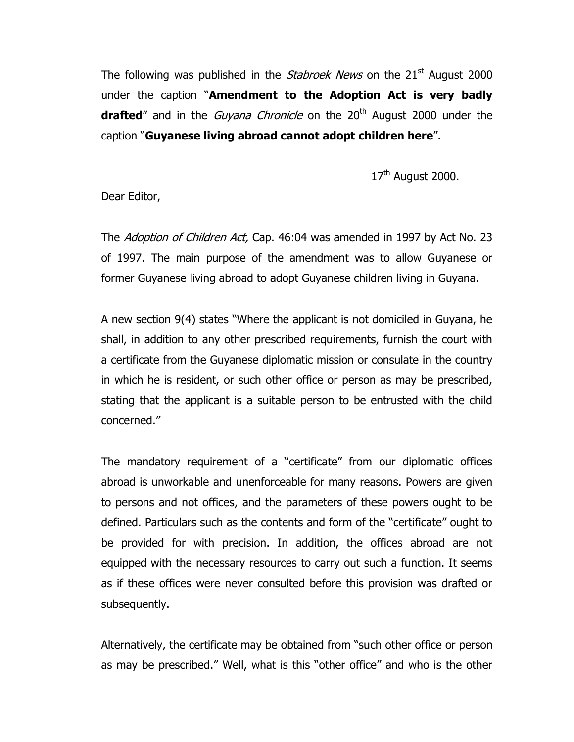The following was published in the *Stabroek News* on the 21st August 2000 under the caption "**Amendment to the Adoption Act is very badly drafted**" and in the *Guyana Chronicle* on the 20th August 2000 under the caption "**Guyanese living abroad cannot adopt children here**".

17th August 2000.

Dear Editor,

The *Adoption of Children Act,* Cap. 46:04 was amended in 1997 by Act No. 23 of 1997. The main purpose of the amendment was to allow Guyanese or former Guyanese living abroad to adopt Guyanese children living in Guyana.

A new section 9(4) states "Where the applicant is not domiciled in Guyana, he shall, in addition to any other prescribed requirements, furnish the court with a certificate from the Guyanese diplomatic mission or consulate in the country in which he is resident, or such other office or person as may be prescribed, stating that the applicant is a suitable person to be entrusted with the child concerned."

The mandatory requirement of a "certificate" from our diplomatic offices abroad is unworkable and unenforceable for many reasons. Powers are given to persons and not offices, and the parameters of these powers ought to be defined. Particulars such as the contents and form of the "certificate" ought to be provided for with precision. In addition, the offices abroad are not equipped with the necessary resources to carry out such a function. It seems as if these offices were never consulted before this provision was drafted or subsequently.

Alternatively, the certificate may be obtained from "such other office or person as may be prescribed." Well, what is this "other office" and who is the other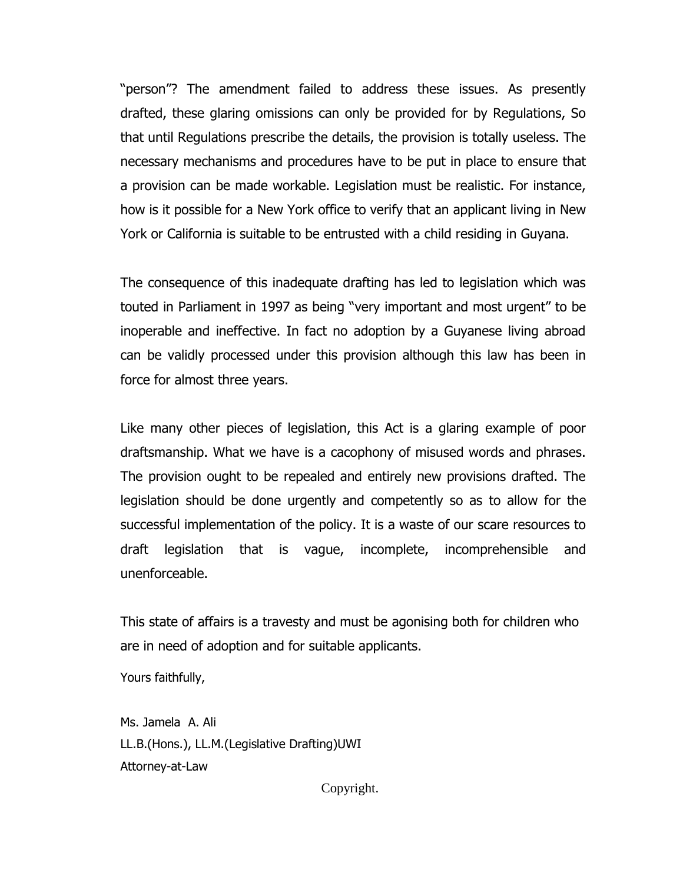"person"? The amendment failed to address these issues. As presently drafted, these glaring omissions can only be provided for by Regulations, So that until Regulations prescribe the details, the provision is totally useless. The necessary mechanisms and procedures have to be put in place to ensure that a provision can be made workable. Legislation must be realistic. For instance, how is it possible for a New York office to verify that an applicant living in New York or California is suitable to be entrusted with a child residing in Guyana.

The consequence of this inadequate drafting has led to legislation which was touted in Parliament in 1997 as being "very important and most urgent" to be inoperable and ineffective. In fact no adoption by a Guyanese living abroad can be validly processed under this provision although this law has been in force for almost three years.

Like many other pieces of legislation, this Act is a glaring example of poor draftsmanship. What we have is a cacophony of misused words and phrases. The provision ought to be repealed and entirely new provisions drafted. The legislation should be done urgently and competently so as to allow for the successful implementation of the policy. It is a waste of our scare resources to draft legislation that is vague, incomplete, incomprehensible and unenforceable.

This state of affairs is a travesty and must be agonising both for children who are in need of adoption and for suitable applicants.

Yours faithfully,

Ms. Jamela A. Ali
LL.B.(Hons.), LL.M.(Legislative Drafting)UWI
Attorney-at-Law

Copyright.